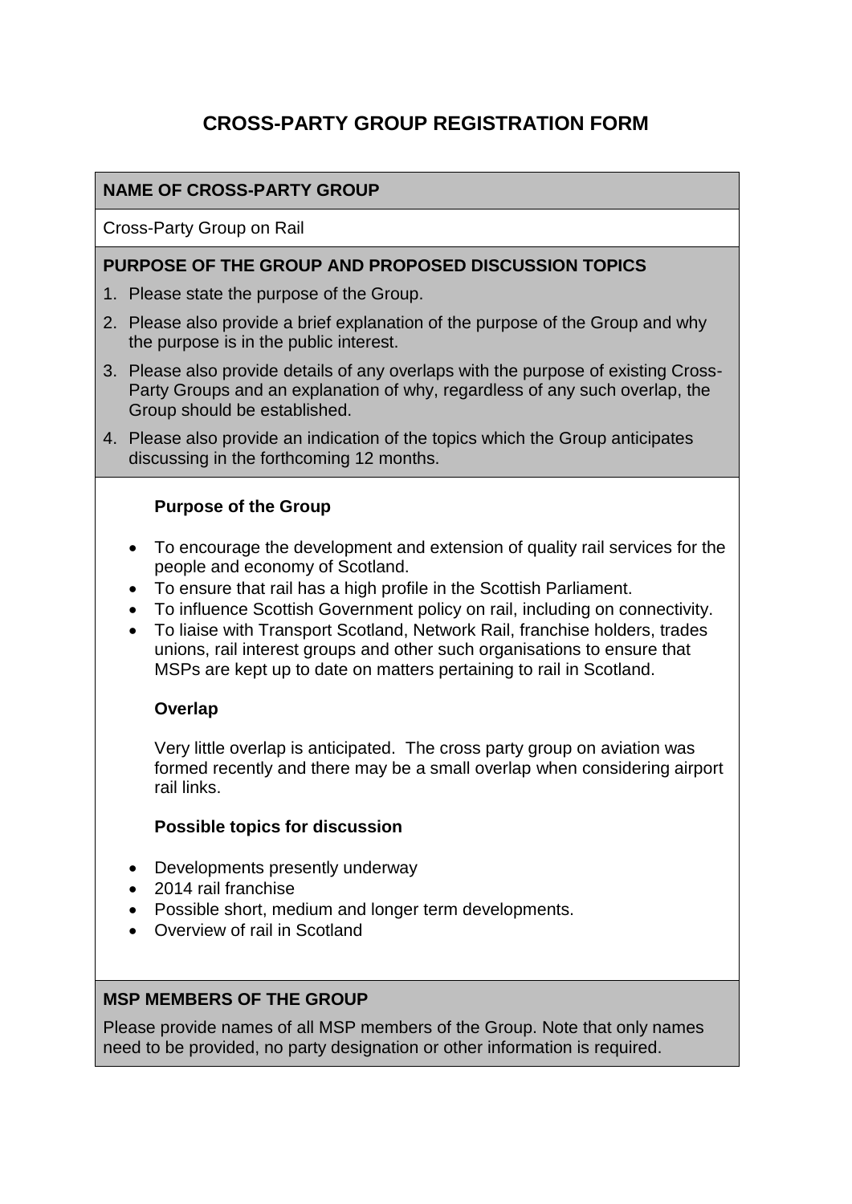# CROSS-PARTY GROUP REGISTRATION FORM

## NAME OF CROSS-PARTY GROUP

Cross-Party Group on Rail

## PURPOSE OF THE GROUP AND PROPOSED DISCUSSION TOPICS

1. Please state the purpose of the Group.
2. Please also provide a brief explanation of the purpose of the Group and why the purpose is in the public interest.
3. Please also provide details of any overlaps with the purpose of existing Cross-Party Groups and an explanation of why, regardless of any such overlap, the Group should be established.
4. Please also provide an indication of the topics which the Group anticipates discussing in the forthcoming 12 months.

**Purpose of the Group**

- To encourage the development and extension of quality rail services for the people and economy of Scotland.
- To ensure that rail has a high profile in the Scottish Parliament.
- To influence Scottish Government policy on rail, including on connectivity.
- To liaise with Transport Scotland, Network Rail, franchise holders, trades unions, rail interest groups and other such organisations to ensure that MSPs are kept up to date on matters pertaining to rail in Scotland.

**Overlap**

Very little overlap is anticipated. The cross party group on aviation was formed recently and there may be a small overlap when considering airport rail links.

**Possible topics for discussion**

- Developments presently underway
- 2014 rail franchise
- Possible short, medium and longer term developments.
- Overview of rail in Scotland

## MSP MEMBERS OF THE GROUP

Please provide names of all MSP members of the Group. Note that only names need to be provided, no party designation or other information is required.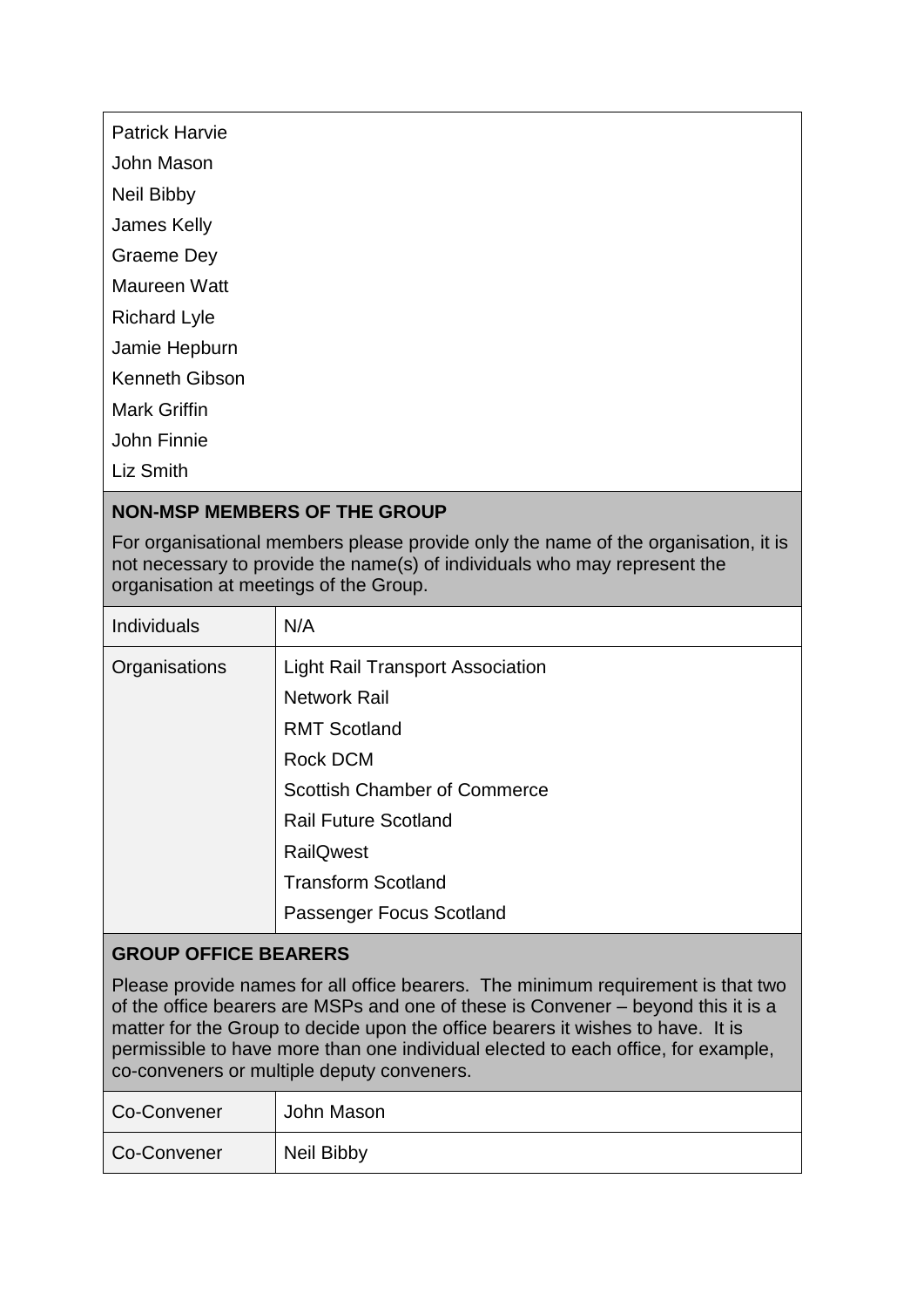Patrick Harvie

John Mason

Neil Bibby

James Kelly

Graeme Dey

Maureen Watt

Richard Lyle

Jamie Hepburn

Kenneth Gibson

Mark Griffin

John Finnie

Liz Smith

## NON-MSP MEMBERS OF THE GROUP

For organisational members please provide only the name of the organisation, it is not necessary to provide the name(s) of individuals who may represent the organisation at meetings of the Group.

| | |
|---|---|
| Individuals | N/A |
| Organisations | Light Rail Transport Association<br>Network Rail<br>RMT Scotland<br>Rock DCM<br>Scottish Chamber of Commerce<br>Rail Future Scotland<br>RailQwest<br>Transform Scotland<br>Passenger Focus Scotland |

## GROUP OFFICE BEARERS

Please provide names for all office bearers. The minimum requirement is that two of the office bearers are MSPs and one of these is Convener – beyond this it is a matter for the Group to decide upon the office bearers it wishes to have. It is permissible to have more than one individual elected to each office, for example, co-conveners or multiple deputy conveners.

| | |
|---|---|
| Co-Convener | John Mason |
| Co-Convener | Neil Bibby |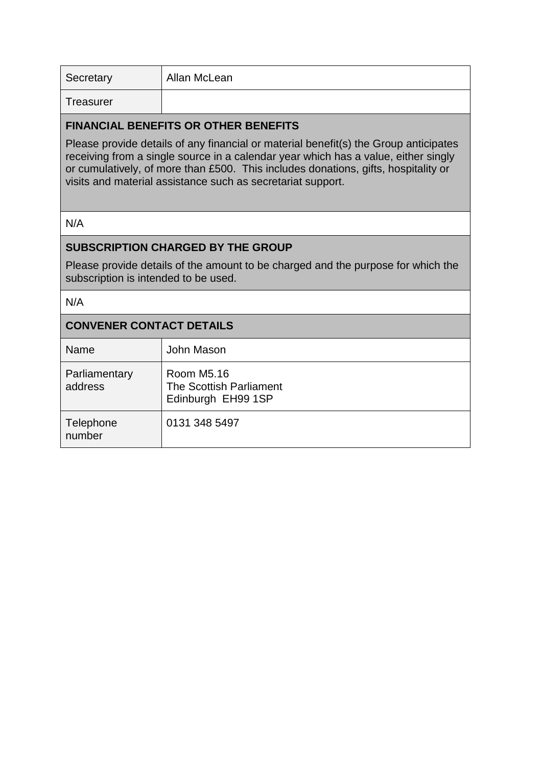| | |
|---|---|
| Secretary | Allan McLean |
| Treasurer | |

**FINANCIAL BENEFITS OR OTHER BENEFITS**

Please provide details of any financial or material benefit(s) the Group anticipates receiving from a single source in a calendar year which has a value, either singly or cumulatively, of more than £500. This includes donations, gifts, hospitality or visits and material assistance such as secretariat support.

N/A

**SUBSCRIPTION CHARGED BY THE GROUP**

Please provide details of the amount to be charged and the purpose for which the subscription is intended to be used.

N/A

**CONVENER CONTACT DETAILS**

| | |
|---|---|
| Name | John Mason |
| Parliamentary address | Room M5.16<br>The Scottish Parliament<br>Edinburgh EH99 1SP |
| Telephone number | 0131 348 5497 |